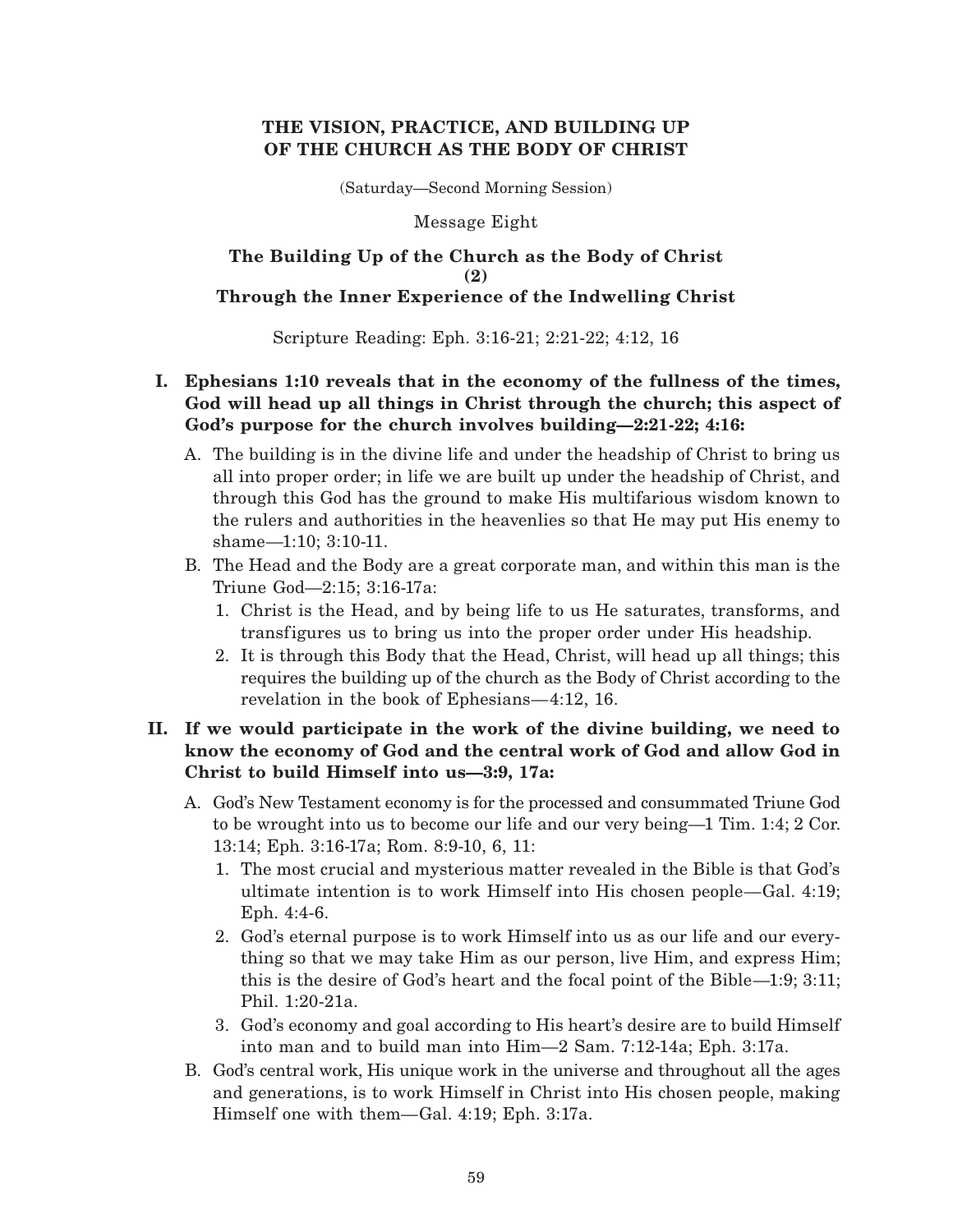# THE VISION, PRACTICE, AND BUILDING UP OF THE CHURCH AS THE BODY OF CHRIST

(Saturday—Second Morning Session)

Message Eight

## The Building Up of the Church as the Body of Christ (2) Through the Inner Experience of the Indwelling Christ

Scripture Reading: Eph. 3:16-21; 2:21-22; 4:12, 16

**I. Ephesians 1:10 reveals that in the economy of the fullness of the times, God will head up all things in Christ through the church; this aspect of God's purpose for the church involves building—2:21-22; 4:16:**

A. The building is in the divine life and under the headship of Christ to bring us all into proper order; in life we are built up under the headship of Christ, and through this God has the ground to make His multifarious wisdom known to the rulers and authorities in the heavenlies so that He may put His enemy to shame—1:10; 3:10-11.

B. The Head and the Body are a great corporate man, and within this man is the Triune God—2:15; 3:16-17a:

1. Christ is the Head, and by being life to us He saturates, transforms, and transfigures us to bring us into the proper order under His headship.
2. It is through this Body that the Head, Christ, will head up all things; this requires the building up of the church as the Body of Christ according to the revelation in the book of Ephesians—4:12, 16.

**II. If we would participate in the work of the divine building, we need to know the economy of God and the central work of God and allow God in Christ to build Himself into us—3:9, 17a:**

A. God's New Testament economy is for the processed and consummated Triune God to be wrought into us to become our life and our very being—1 Tim. 1:4; 2 Cor. 13:14; Eph. 3:16-17a; Rom. 8:9-10, 6, 11:

1. The most crucial and mysterious matter revealed in the Bible is that God's ultimate intention is to work Himself into His chosen people—Gal. 4:19; Eph. 4:4-6.
2. God's eternal purpose is to work Himself into us as our life and our everything so that we may take Him as our person, live Him, and express Him; this is the desire of God's heart and the focal point of the Bible—1:9; 3:11; Phil. 1:20-21a.
3. God's economy and goal according to His heart's desire are to build Himself into man and to build man into Him—2 Sam. 7:12-14a; Eph. 3:17a.

B. God's central work, His unique work in the universe and throughout all the ages and generations, is to work Himself in Christ into His chosen people, making Himself one with them—Gal. 4:19; Eph. 3:17a.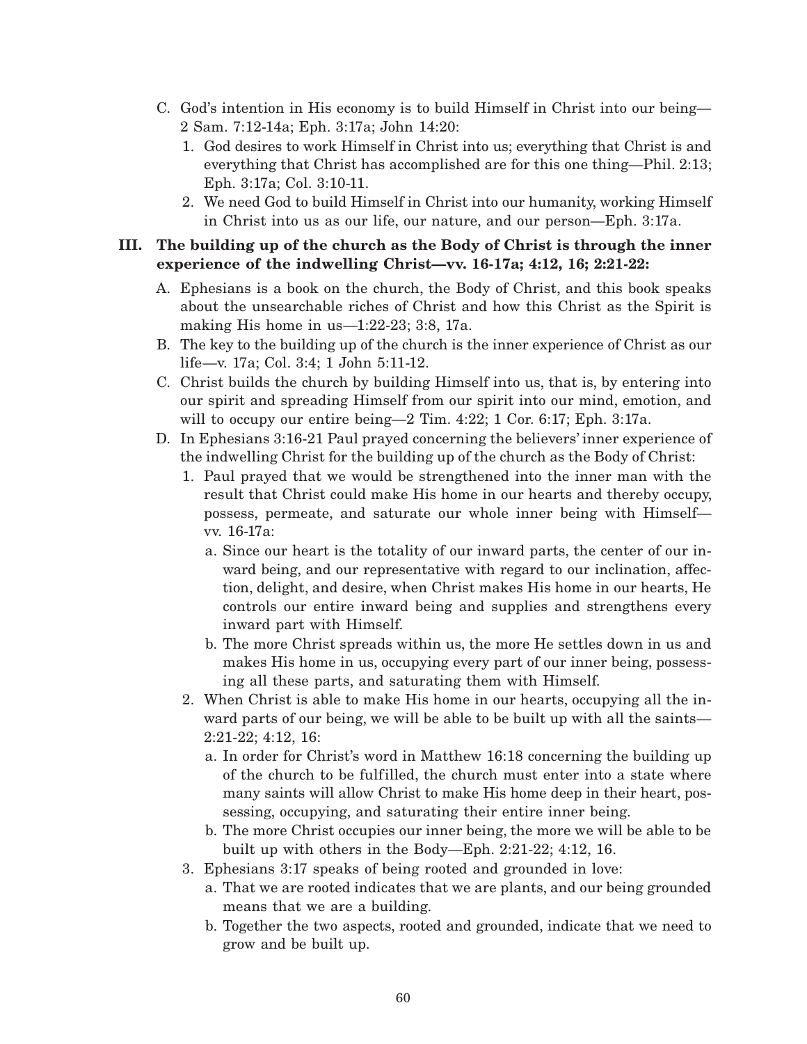C. God's intention in His economy is to build Himself in Christ into our being—2 Sam. 7:12-14a; Eph. 3:17a; John 14:20:
   1. God desires to work Himself in Christ into us; everything that Christ is and everything that Christ has accomplished are for this one thing—Phil. 2:13; Eph. 3:17a; Col. 3:10-11.
   2. We need God to build Himself in Christ into our humanity, working Himself in Christ into us as our life, our nature, and our person—Eph. 3:17a.

**III. The building up of the church as the Body of Christ is through the inner experience of the indwelling Christ—vv. 16-17a; 4:12, 16; 2:21-22:**

A. Ephesians is a book on the church, the Body of Christ, and this book speaks about the unsearchable riches of Christ and how this Christ as the Spirit is making His home in us—1:22-23; 3:8, 17a.

B. The key to the building up of the church is the inner experience of Christ as our life—v. 17a; Col. 3:4; 1 John 5:11-12.

C. Christ builds the church by building Himself into us, that is, by entering into our spirit and spreading Himself from our spirit into our mind, emotion, and will to occupy our entire being—2 Tim. 4:22; 1 Cor. 6:17; Eph. 3:17a.

D. In Ephesians 3:16-21 Paul prayed concerning the believers' inner experience of the indwelling Christ for the building up of the church as the Body of Christ:
   1. Paul prayed that we would be strengthened into the inner man with the result that Christ could make His home in our hearts and thereby occupy, possess, permeate, and saturate our whole inner being with Himself—vv. 16-17a:
      a. Since our heart is the totality of our inward parts, the center of our inward being, and our representative with regard to our inclination, affection, delight, and desire, when Christ makes His home in our hearts, He controls our entire inward being and supplies and strengthens every inward part with Himself.
      b. The more Christ spreads within us, the more He settles down in us and makes His home in us, occupying every part of our inner being, possessing all these parts, and saturating them with Himself.
   2. When Christ is able to make His home in our hearts, occupying all the inward parts of our being, we will be able to be built up with all the saints—2:21-22; 4:12, 16:
      a. In order for Christ's word in Matthew 16:18 concerning the building up of the church to be fulfilled, the church must enter into a state where many saints will allow Christ to make His home deep in their heart, possessing, occupying, and saturating their entire inner being.
      b. The more Christ occupies our inner being, the more we will be able to be built up with others in the Body—Eph. 2:21-22; 4:12, 16.
   3. Ephesians 3:17 speaks of being rooted and grounded in love:
      a. That we are rooted indicates that we are plants, and our being grounded means that we are a building.
      b. Together the two aspects, rooted and grounded, indicate that we need to grow and be built up.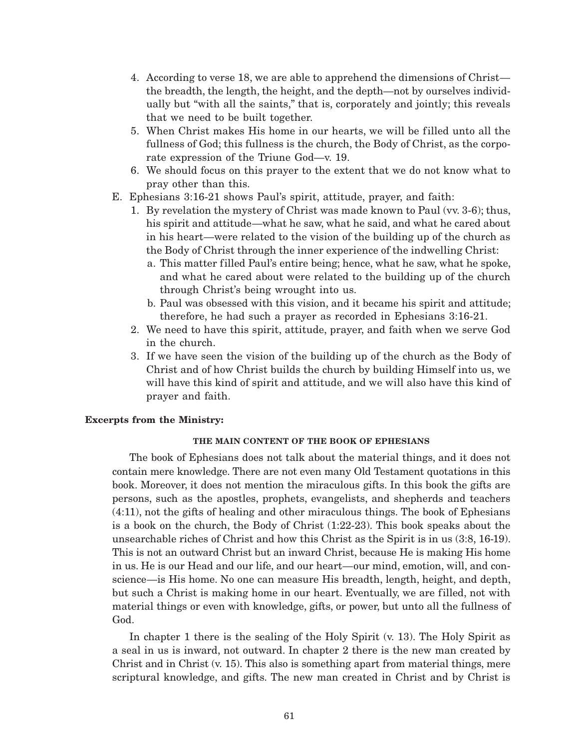4. According to verse 18, we are able to apprehend the dimensions of Christ—the breadth, the length, the height, and the depth—not by ourselves individually but "with all the saints," that is, corporately and jointly; this reveals that we need to be built together.
5. When Christ makes His home in our hearts, we will be filled unto all the fullness of God; this fullness is the church, the Body of Christ, as the corporate expression of the Triune God—v. 19.
6. We should focus on this prayer to the extent that we do not know what to pray other than this.

E. Ephesians 3:16-21 shows Paul's spirit, attitude, prayer, and faith:
   1. By revelation the mystery of Christ was made known to Paul (vv. 3-6); thus, his spirit and attitude—what he saw, what he said, and what he cared about in his heart—were related to the vision of the building up of the church as the Body of Christ through the inner experience of the indwelling Christ:
      a. This matter filled Paul's entire being; hence, what he saw, what he spoke, and what he cared about were related to the building up of the church through Christ's being wrought into us.
      b. Paul was obsessed with this vision, and it became his spirit and attitude; therefore, he had such a prayer as recorded in Ephesians 3:16-21.
   2. We need to have this spirit, attitude, prayer, and faith when we serve God in the church.
   3. If we have seen the vision of the building up of the church as the Body of Christ and of how Christ builds the church by building Himself into us, we will have this kind of spirit and attitude, and we will also have this kind of prayer and faith.

**Excerpts from the Ministry:**

#### THE MAIN CONTENT OF THE BOOK OF EPHESIANS

The book of Ephesians does not talk about the material things, and it does not contain mere knowledge. There are not even many Old Testament quotations in this book. Moreover, it does not mention the miraculous gifts. In this book the gifts are persons, such as the apostles, prophets, evangelists, and shepherds and teachers (4:11), not the gifts of healing and other miraculous things. The book of Ephesians is a book on the church, the Body of Christ (1:22-23). This book speaks about the unsearchable riches of Christ and how this Christ as the Spirit is in us (3:8, 16-19). This is not an outward Christ but an inward Christ, because He is making His home in us. He is our Head and our life, and our heart—our mind, emotion, will, and conscience—is His home. No one can measure His breadth, length, height, and depth, but such a Christ is making home in our heart. Eventually, we are filled, not with material things or even with knowledge, gifts, or power, but unto all the fullness of God.

In chapter 1 there is the sealing of the Holy Spirit (v. 13). The Holy Spirit as a seal in us is inward, not outward. In chapter 2 there is the new man created by Christ and in Christ (v. 15). This also is something apart from material things, mere scriptural knowledge, and gifts. The new man created in Christ and by Christ is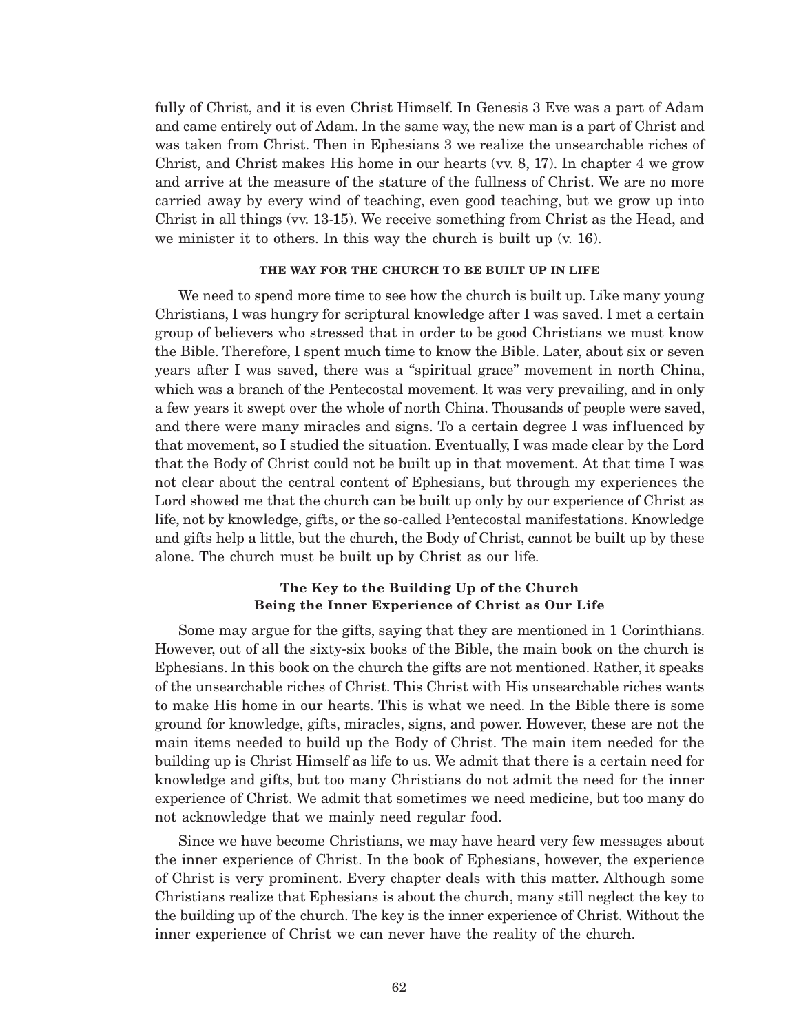fully of Christ, and it is even Christ Himself. In Genesis 3 Eve was a part of Adam and came entirely out of Adam. In the same way, the new man is a part of Christ and was taken from Christ. Then in Ephesians 3 we realize the unsearchable riches of Christ, and Christ makes His home in our hearts (vv. 8, 17). In chapter 4 we grow and arrive at the measure of the stature of the fullness of Christ. We are no more carried away by every wind of teaching, even good teaching, but we grow up into Christ in all things (vv. 13-15). We receive something from Christ as the Head, and we minister it to others. In this way the church is built up (v. 16).

## THE WAY FOR THE CHURCH TO BE BUILT UP IN LIFE

We need to spend more time to see how the church is built up. Like many young Christians, I was hungry for scriptural knowledge after I was saved. I met a certain group of believers who stressed that in order to be good Christians we must know the Bible. Therefore, I spent much time to know the Bible. Later, about six or seven years after I was saved, there was a "spiritual grace" movement in north China, which was a branch of the Pentecostal movement. It was very prevailing, and in only a few years it swept over the whole of north China. Thousands of people were saved, and there were many miracles and signs. To a certain degree I was influenced by that movement, so I studied the situation. Eventually, I was made clear by the Lord that the Body of Christ could not be built up in that movement. At that time I was not clear about the central content of Ephesians, but through my experiences the Lord showed me that the church can be built up only by our experience of Christ as life, not by knowledge, gifts, or the so-called Pentecostal manifestations. Knowledge and gifts help a little, but the church, the Body of Christ, cannot be built up by these alone. The church must be built up by Christ as our life.

### The Key to the Building Up of the Church Being the Inner Experience of Christ as Our Life

Some may argue for the gifts, saying that they are mentioned in 1 Corinthians. However, out of all the sixty-six books of the Bible, the main book on the church is Ephesians. In this book on the church the gifts are not mentioned. Rather, it speaks of the unsearchable riches of Christ. This Christ with His unsearchable riches wants to make His home in our hearts. This is what we need. In the Bible there is some ground for knowledge, gifts, miracles, signs, and power. However, these are not the main items needed to build up the Body of Christ. The main item needed for the building up is Christ Himself as life to us. We admit that there is a certain need for knowledge and gifts, but too many Christians do not admit the need for the inner experience of Christ. We admit that sometimes we need medicine, but too many do not acknowledge that we mainly need regular food.

Since we have become Christians, we may have heard very few messages about the inner experience of Christ. In the book of Ephesians, however, the experience of Christ is very prominent. Every chapter deals with this matter. Although some Christians realize that Ephesians is about the church, many still neglect the key to the building up of the church. The key is the inner experience of Christ. Without the inner experience of Christ we can never have the reality of the church.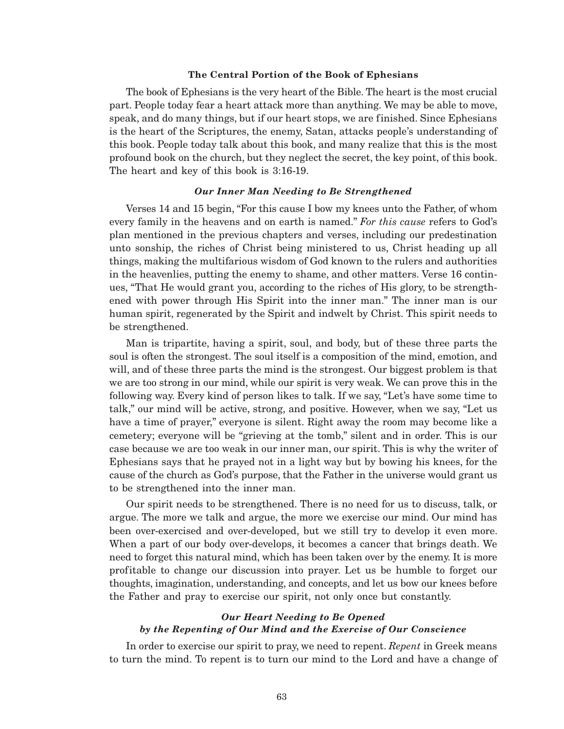## The Central Portion of the Book of Ephesians

The book of Ephesians is the very heart of the Bible. The heart is the most crucial part. People today fear a heart attack more than anything. We may be able to move, speak, and do many things, but if our heart stops, we are finished. Since Ephesians is the heart of the Scriptures, the enemy, Satan, attacks people's understanding of this book. People today talk about this book, and many realize that this is the most profound book on the church, but they neglect the secret, the key point, of this book. The heart and key of this book is 3:16-19.

### *Our Inner Man Needing to Be Strengthened*

Verses 14 and 15 begin, "For this cause I bow my knees unto the Father, of whom every family in the heavens and on earth is named." *For this cause* refers to God's plan mentioned in the previous chapters and verses, including our predestination unto sonship, the riches of Christ being ministered to us, Christ heading up all things, making the multifarious wisdom of God known to the rulers and authorities in the heavenlies, putting the enemy to shame, and other matters. Verse 16 continues, "That He would grant you, according to the riches of His glory, to be strengthened with power through His Spirit into the inner man." The inner man is our human spirit, regenerated by the Spirit and indwelt by Christ. This spirit needs to be strengthened.

Man is tripartite, having a spirit, soul, and body, but of these three parts the soul is often the strongest. The soul itself is a composition of the mind, emotion, and will, and of these three parts the mind is the strongest. Our biggest problem is that we are too strong in our mind, while our spirit is very weak. We can prove this in the following way. Every kind of person likes to talk. If we say, "Let's have some time to talk," our mind will be active, strong, and positive. However, when we say, "Let us have a time of prayer," everyone is silent. Right away the room may become like a cemetery; everyone will be "grieving at the tomb," silent and in order. This is our case because we are too weak in our inner man, our spirit. This is why the writer of Ephesians says that he prayed not in a light way but by bowing his knees, for the cause of the church as God's purpose, that the Father in the universe would grant us to be strengthened into the inner man.

Our spirit needs to be strengthened. There is no need for us to discuss, talk, or argue. The more we talk and argue, the more we exercise our mind. Our mind has been over-exercised and over-developed, but we still try to develop it even more. When a part of our body over-develops, it becomes a cancer that brings death. We need to forget this natural mind, which has been taken over by the enemy. It is more profitable to change our discussion into prayer. Let us be humble to forget our thoughts, imagination, understanding, and concepts, and let us bow our knees before the Father and pray to exercise our spirit, not only once but constantly.

### *Our Heart Needing to Be Opened by the Repenting of Our Mind and the Exercise of Our Conscience*

In order to exercise our spirit to pray, we need to repent. *Repent* in Greek means to turn the mind. To repent is to turn our mind to the Lord and have a change of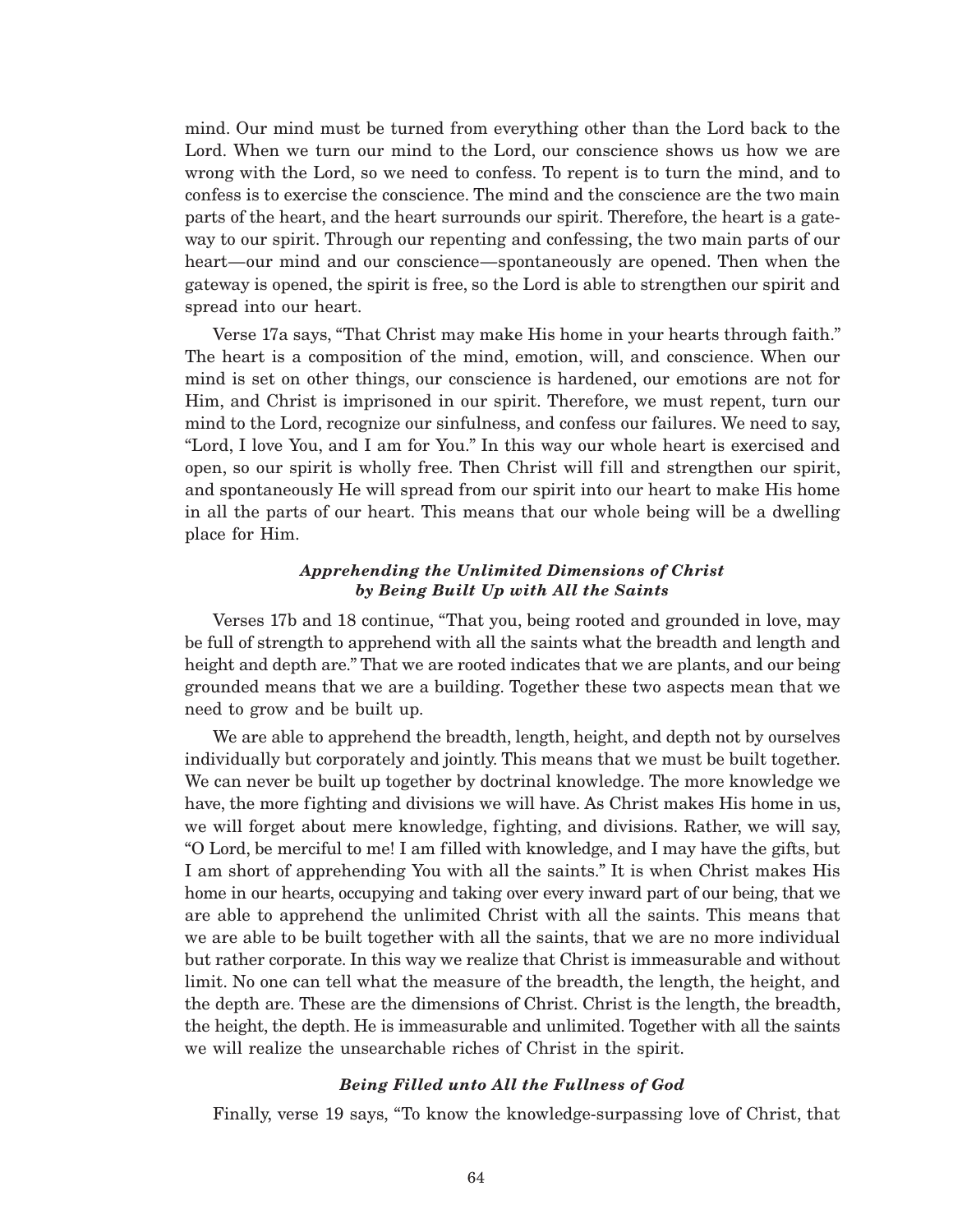mind. Our mind must be turned from everything other than the Lord back to the Lord. When we turn our mind to the Lord, our conscience shows us how we are wrong with the Lord, so we need to confess. To repent is to turn the mind, and to confess is to exercise the conscience. The mind and the conscience are the two main parts of the heart, and the heart surrounds our spirit. Therefore, the heart is a gateway to our spirit. Through our repenting and confessing, the two main parts of our heart—our mind and our conscience—spontaneously are opened. Then when the gateway is opened, the spirit is free, so the Lord is able to strengthen our spirit and spread into our heart.

Verse 17a says, "That Christ may make His home in your hearts through faith." The heart is a composition of the mind, emotion, will, and conscience. When our mind is set on other things, our conscience is hardened, our emotions are not for Him, and Christ is imprisoned in our spirit. Therefore, we must repent, turn our mind to the Lord, recognize our sinfulness, and confess our failures. We need to say, "Lord, I love You, and I am for You." In this way our whole heart is exercised and open, so our spirit is wholly free. Then Christ will fill and strengthen our spirit, and spontaneously He will spread from our spirit into our heart to make His home in all the parts of our heart. This means that our whole being will be a dwelling place for Him.

#### *Apprehending the Unlimited Dimensions of Christ by Being Built Up with All the Saints*

Verses 17b and 18 continue, "That you, being rooted and grounded in love, may be full of strength to apprehend with all the saints what the breadth and length and height and depth are." That we are rooted indicates that we are plants, and our being grounded means that we are a building. Together these two aspects mean that we need to grow and be built up.

We are able to apprehend the breadth, length, height, and depth not by ourselves individually but corporately and jointly. This means that we must be built together. We can never be built up together by doctrinal knowledge. The more knowledge we have, the more fighting and divisions we will have. As Christ makes His home in us, we will forget about mere knowledge, fighting, and divisions. Rather, we will say, "O Lord, be merciful to me! I am filled with knowledge, and I may have the gifts, but I am short of apprehending You with all the saints." It is when Christ makes His home in our hearts, occupying and taking over every inward part of our being, that we are able to apprehend the unlimited Christ with all the saints. This means that we are able to be built together with all the saints, that we are no more individual but rather corporate. In this way we realize that Christ is immeasurable and without limit. No one can tell what the measure of the breadth, the length, the height, and the depth are. These are the dimensions of Christ. Christ is the length, the breadth, the height, the depth. He is immeasurable and unlimited. Together with all the saints we will realize the unsearchable riches of Christ in the spirit.

#### *Being Filled unto All the Fullness of God*

Finally, verse 19 says, "To know the knowledge-surpassing love of Christ, that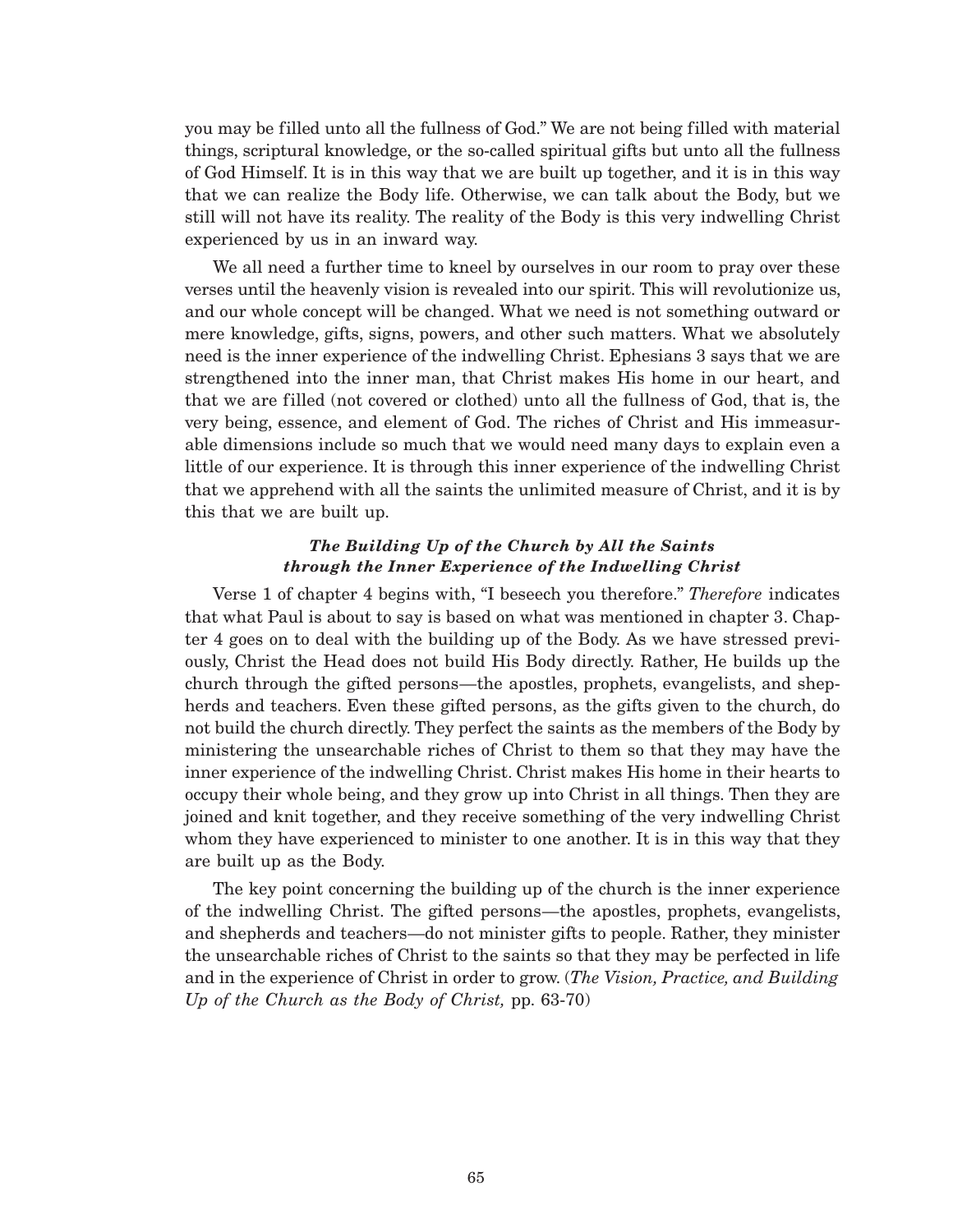you may be filled unto all the fullness of God." We are not being filled with material things, scriptural knowledge, or the so-called spiritual gifts but unto all the fullness of God Himself. It is in this way that we are built up together, and it is in this way that we can realize the Body life. Otherwise, we can talk about the Body, but we still will not have its reality. The reality of the Body is this very indwelling Christ experienced by us in an inward way.

We all need a further time to kneel by ourselves in our room to pray over these verses until the heavenly vision is revealed into our spirit. This will revolutionize us, and our whole concept will be changed. What we need is not something outward or mere knowledge, gifts, signs, powers, and other such matters. What we absolutely need is the inner experience of the indwelling Christ. Ephesians 3 says that we are strengthened into the inner man, that Christ makes His home in our heart, and that we are filled (not covered or clothed) unto all the fullness of God, that is, the very being, essence, and element of God. The riches of Christ and His immeasurable dimensions include so much that we would need many days to explain even a little of our experience. It is through this inner experience of the indwelling Christ that we apprehend with all the saints the unlimited measure of Christ, and it is by this that we are built up.

### *The Building Up of the Church by All the Saints through the Inner Experience of the Indwelling Christ*

Verse 1 of chapter 4 begins with, "I beseech you therefore." *Therefore* indicates that what Paul is about to say is based on what was mentioned in chapter 3. Chapter 4 goes on to deal with the building up of the Body. As we have stressed previously, Christ the Head does not build His Body directly. Rather, He builds up the church through the gifted persons—the apostles, prophets, evangelists, and shepherds and teachers. Even these gifted persons, as the gifts given to the church, do not build the church directly. They perfect the saints as the members of the Body by ministering the unsearchable riches of Christ to them so that they may have the inner experience of the indwelling Christ. Christ makes His home in their hearts to occupy their whole being, and they grow up into Christ in all things. Then they are joined and knit together, and they receive something of the very indwelling Christ whom they have experienced to minister to one another. It is in this way that they are built up as the Body.

The key point concerning the building up of the church is the inner experience of the indwelling Christ. The gifted persons—the apostles, prophets, evangelists, and shepherds and teachers—do not minister gifts to people. Rather, they minister the unsearchable riches of Christ to the saints so that they may be perfected in life and in the experience of Christ in order to grow. (*The Vision, Practice, and Building Up of the Church as the Body of Christ,* pp. 63-70)